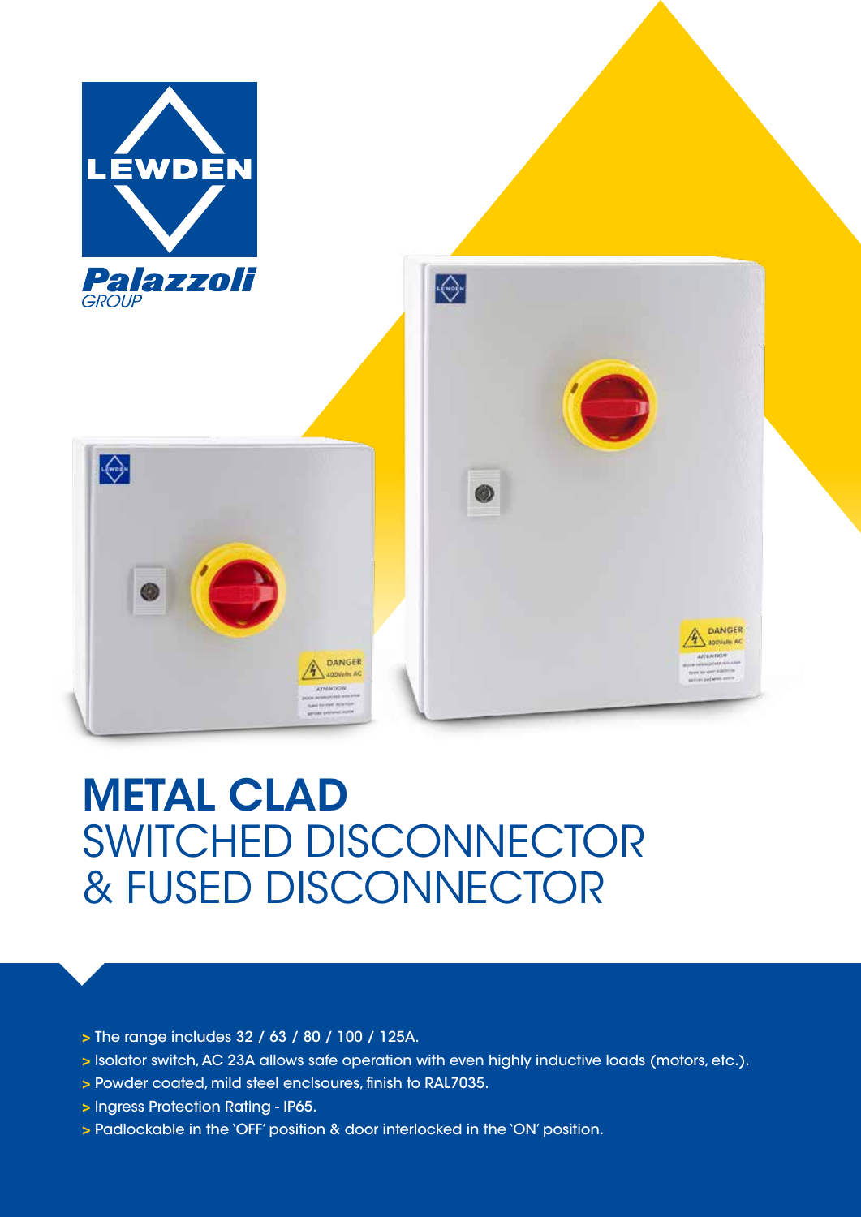LEWDEN

Palazzoli GROUP

# METAL CLAD
# SWITCHED DISCONNECTOR & FUSED DISCONNECTOR

- The range includes 32 / 63 / 80 / 100 / 125A.
- Isolator switch, AC 23A allows safe operation with even highly inductive loads (motors, etc.).
- Powder coated, mild steel enclsoures, finish to RAL7035.
- Ingress Protection Rating - IP65.
- Padlockable in the 'OFF' position & door interlocked in the 'ON' position.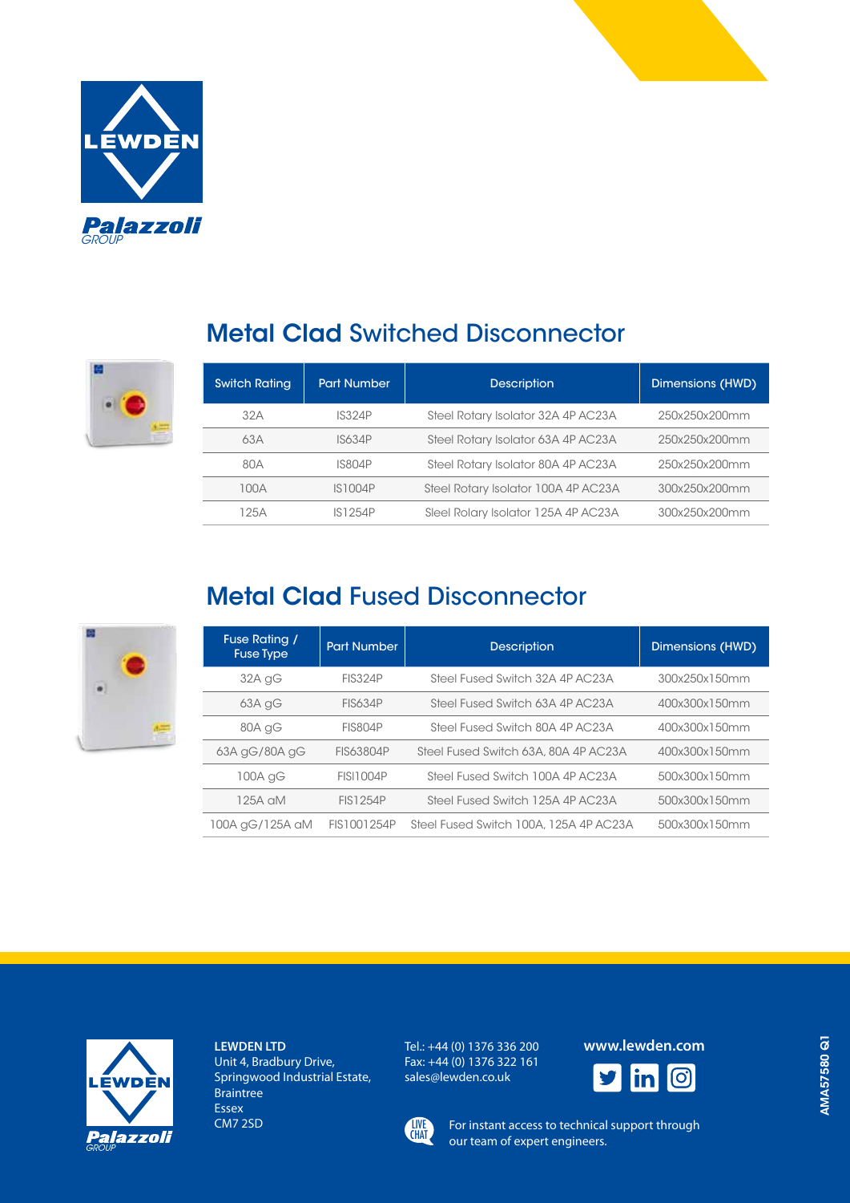## Metal Clad Switched Disconnector

| Switch Rating | Part Number | Description | Dimensions (HWD) |
|---|---|---|---|
| 32A | IS324P | Steel Rotary Isolator 32A 4P AC23A | 250x250x200mm |
| 63A | IS634P | Steel Rotary Isolator 63A 4P AC23A | 250x250x200mm |
| 80A | IS804P | Steel Rotary Isolator 80A 4P AC23A | 250x250x200mm |
| 100A | IS1004P | Steel Rotary Isolator 100A 4P AC23A | 300x250x200mm |
| 125A | IS1254P | Sleel Rolary Isolator 125A 4P AC23A | 300x250x200mm |

## Metal Clad Fused Disconnector

| Fuse Rating / Fuse Type | Part Number | Description | Dimensions (HWD) |
|---|---|---|---|
| 32A gG | FIS324P | Steel Fused Switch 32A 4P AC23A | 300x250x150mm |
| 63A gG | FIS634P | Steel Fused Switch 63A 4P AC23A | 400x300x150mm |
| 80A gG | FIS804P | Steel Fused Switch 80A 4P AC23A | 400x300x150mm |
| 63A gG/80A gG | FIS63804P | Steel Fused Switch 63A, 80A 4P AC23A | 400x300x150mm |
| 100A gG | FISI1004P | Steel Fused Switch 100A 4P AC23A | 500x300x150mm |
| 125A aM | FIS1254P | Steel Fused Switch 125A 4P AC23A | 500x300x150mm |
| 100A gG/125A aM | FIS1001254P | Steel Fused Switch 100A, 125A 4P AC23A | 500x300x150mm |

**LEWDEN LTD**
Unit 4, Bradbury Drive,
Springwood Industrial Estate,
Braintree
Essex
CM7 2SD

Tel.: +44 (0) 1376 336 200
Fax: +44 (0) 1376 322 161
sales@lewden.co.uk

**www.lewden.com**

For instant access to technical support through our team of expert engineers.

AMA57580 Q1